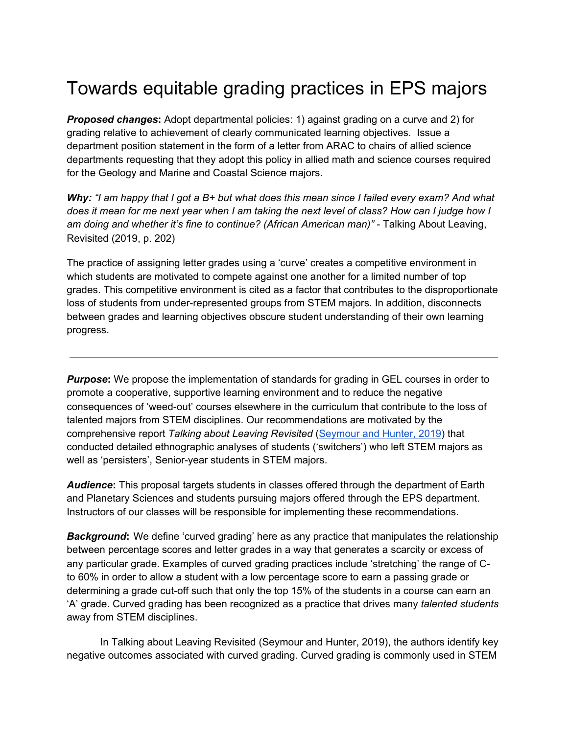# Towards equitable grading practices in EPS majors

***Proposed changes*:** Adopt departmental policies: 1) against grading on a curve and 2) for grading relative to achievement of clearly communicated learning objectives. Issue a department position statement in the form of a letter from ARAC to chairs of allied science departments requesting that they adopt this policy in allied math and science courses required for the Geology and Marine and Coastal Science majors.

***Why:*** *"I am happy that I got a B+ but what does this mean since I failed every exam? And what does it mean for me next year when I am taking the next level of class? How can I judge how I am doing and whether it's fine to continue? (African American man)"* - Talking About Leaving, Revisited (2019, p. 202)

The practice of assigning letter grades using a 'curve' creates a competitive environment in which students are motivated to compete against one another for a limited number of top grades. This competitive environment is cited as a factor that contributes to the disproportionate loss of students from under-represented groups from STEM majors. In addition, disconnects between grades and learning objectives obscure student understanding of their own learning progress.

---

***Purpose*:** We propose the implementation of standards for grading in GEL courses in order to promote a cooperative, supportive learning environment and to reduce the negative consequences of 'weed-out' courses elsewhere in the curriculum that contribute to the loss of talented majors from STEM disciplines. Our recommendations are motivated by the comprehensive report *Talking about Leaving Revisited* (Seymour and Hunter, 2019) that conducted detailed ethnographic analyses of students ('switchers') who left STEM majors as well as 'persisters', Senior-year students in STEM majors.

***Audience*:** This proposal targets students in classes offered through the department of Earth and Planetary Sciences and students pursuing majors offered through the EPS department. Instructors of our classes will be responsible for implementing these recommendations.

***Background*:** We define 'curved grading' here as any practice that manipulates the relationship between percentage scores and letter grades in a way that generates a scarcity or excess of any particular grade. Examples of curved grading practices include 'stretching' the range of C- to 60% in order to allow a student with a low percentage score to earn a passing grade or determining a grade cut-off such that only the top 15% of the students in a course can earn an 'A' grade. Curved grading has been recognized as a practice that drives many *talented students* away from STEM disciplines.

In Talking about Leaving Revisited (Seymour and Hunter, 2019), the authors identify key negative outcomes associated with curved grading. Curved grading is commonly used in STEM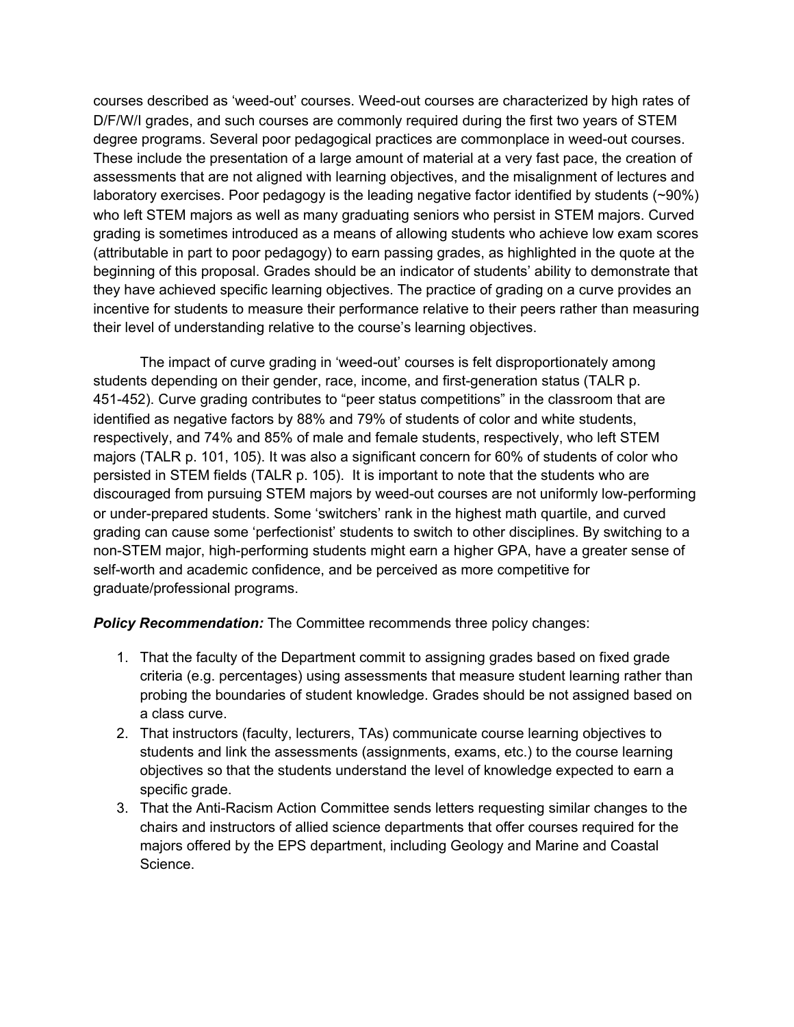courses described as 'weed-out' courses. Weed-out courses are characterized by high rates of D/F/W/I grades, and such courses are commonly required during the first two years of STEM degree programs. Several poor pedagogical practices are commonplace in weed-out courses. These include the presentation of a large amount of material at a very fast pace, the creation of assessments that are not aligned with learning objectives, and the misalignment of lectures and laboratory exercises. Poor pedagogy is the leading negative factor identified by students (~90%) who left STEM majors as well as many graduating seniors who persist in STEM majors. Curved grading is sometimes introduced as a means of allowing students who achieve low exam scores (attributable in part to poor pedagogy) to earn passing grades, as highlighted in the quote at the beginning of this proposal. Grades should be an indicator of students' ability to demonstrate that they have achieved specific learning objectives. The practice of grading on a curve provides an incentive for students to measure their performance relative to their peers rather than measuring their level of understanding relative to the course's learning objectives.

The impact of curve grading in 'weed-out' courses is felt disproportionately among students depending on their gender, race, income, and first-generation status (TALR p. 451-452). Curve grading contributes to "peer status competitions" in the classroom that are identified as negative factors by 88% and 79% of students of color and white students, respectively, and 74% and 85% of male and female students, respectively, who left STEM majors (TALR p. 101, 105). It was also a significant concern for 60% of students of color who persisted in STEM fields (TALR p. 105). It is important to note that the students who are discouraged from pursuing STEM majors by weed-out courses are not uniformly low-performing or under-prepared students. Some 'switchers' rank in the highest math quartile, and curved grading can cause some 'perfectionist' students to switch to other disciplines. By switching to a non-STEM major, high-performing students might earn a higher GPA, have a greater sense of self-worth and academic confidence, and be perceived as more competitive for graduate/professional programs.

***Policy Recommendation:*** The Committee recommends three policy changes:

1. That the faculty of the Department commit to assigning grades based on fixed grade criteria (e.g. percentages) using assessments that measure student learning rather than probing the boundaries of student knowledge. Grades should be not assigned based on a class curve.
2. That instructors (faculty, lecturers, TAs) communicate course learning objectives to students and link the assessments (assignments, exams, etc.) to the course learning objectives so that the students understand the level of knowledge expected to earn a specific grade.
3. That the Anti-Racism Action Committee sends letters requesting similar changes to the chairs and instructors of allied science departments that offer courses required for the majors offered by the EPS department, including Geology and Marine and Coastal Science.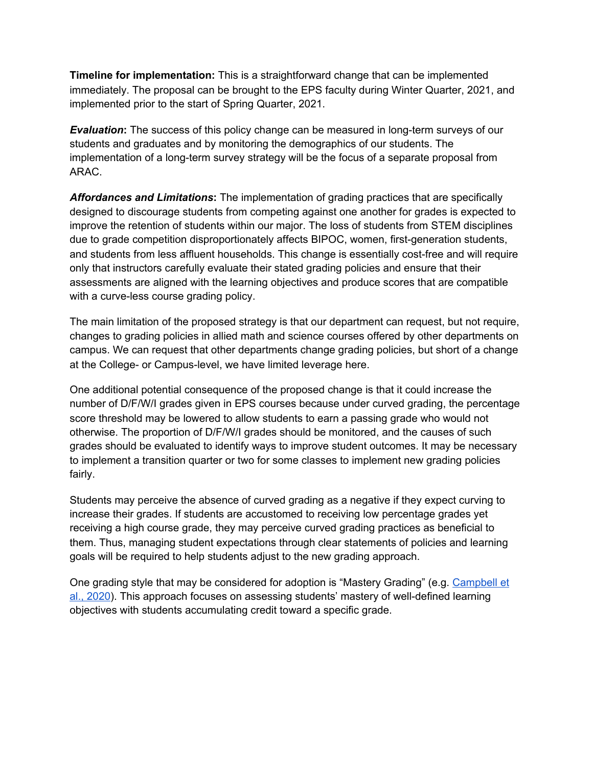**Timeline for implementation:** This is a straightforward change that can be implemented immediately. The proposal can be brought to the EPS faculty during Winter Quarter, 2021, and implemented prior to the start of Spring Quarter, 2021.

***Evaluation*:** The success of this policy change can be measured in long-term surveys of our students and graduates and by monitoring the demographics of our students. The implementation of a long-term survey strategy will be the focus of a separate proposal from ARAC.

***Affordances and Limitations*:** The implementation of grading practices that are specifically designed to discourage students from competing against one another for grades is expected to improve the retention of students within our major. The loss of students from STEM disciplines due to grade competition disproportionately affects BIPOC, women, first-generation students, and students from less affluent households. This change is essentially cost-free and will require only that instructors carefully evaluate their stated grading policies and ensure that their assessments are aligned with the learning objectives and produce scores that are compatible with a curve-less course grading policy.

The main limitation of the proposed strategy is that our department can request, but not require, changes to grading policies in allied math and science courses offered by other departments on campus. We can request that other departments change grading policies, but short of a change at the College- or Campus-level, we have limited leverage here.

One additional potential consequence of the proposed change is that it could increase the number of D/F/W/I grades given in EPS courses because under curved grading, the percentage score threshold may be lowered to allow students to earn a passing grade who would not otherwise. The proportion of D/F/W/I grades should be monitored, and the causes of such grades should be evaluated to identify ways to improve student outcomes. It may be necessary to implement a transition quarter or two for some classes to implement new grading policies fairly.

Students may perceive the absence of curved grading as a negative if they expect curving to increase their grades. If students are accustomed to receiving low percentage grades yet receiving a high course grade, they may perceive curved grading practices as beneficial to them. Thus, managing student expectations through clear statements of policies and learning goals will be required to help students adjust to the new grading approach.

One grading style that may be considered for adoption is "Mastery Grading" (e.g. Campbell et al., 2020). This approach focuses on assessing students' mastery of well-defined learning objectives with students accumulating credit toward a specific grade.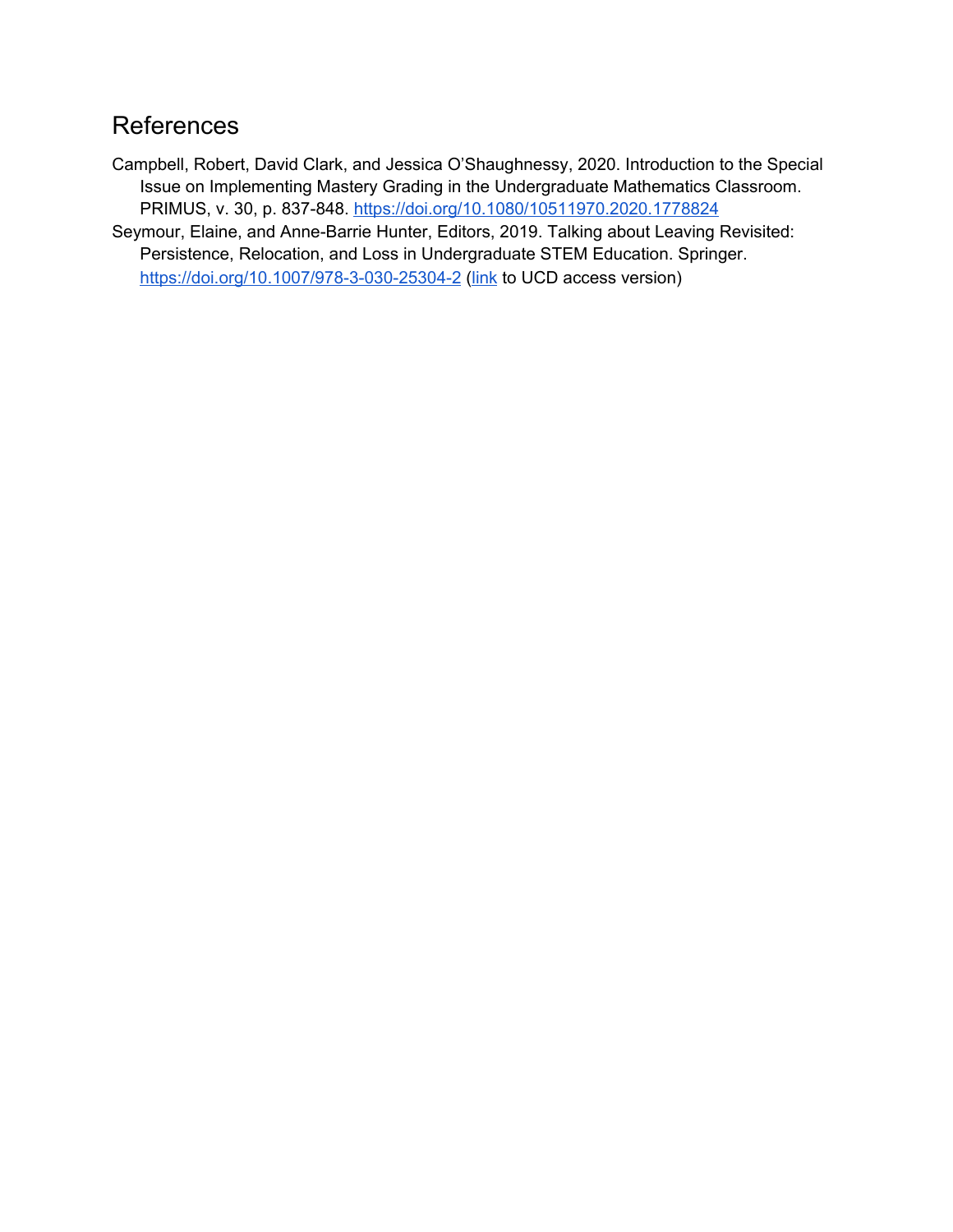## References

Campbell, Robert, David Clark, and Jessica O'Shaughnessy, 2020. Introduction to the Special Issue on Implementing Mastery Grading in the Undergraduate Mathematics Classroom. PRIMUS, v. 30, p. 837-848. https://doi.org/10.1080/10511970.2020.1778824

Seymour, Elaine, and Anne-Barrie Hunter, Editors, 2019. Talking about Leaving Revisited: Persistence, Relocation, and Loss in Undergraduate STEM Education. Springer. https://doi.org/10.1007/978-3-030-25304-2 (link to UCD access version)